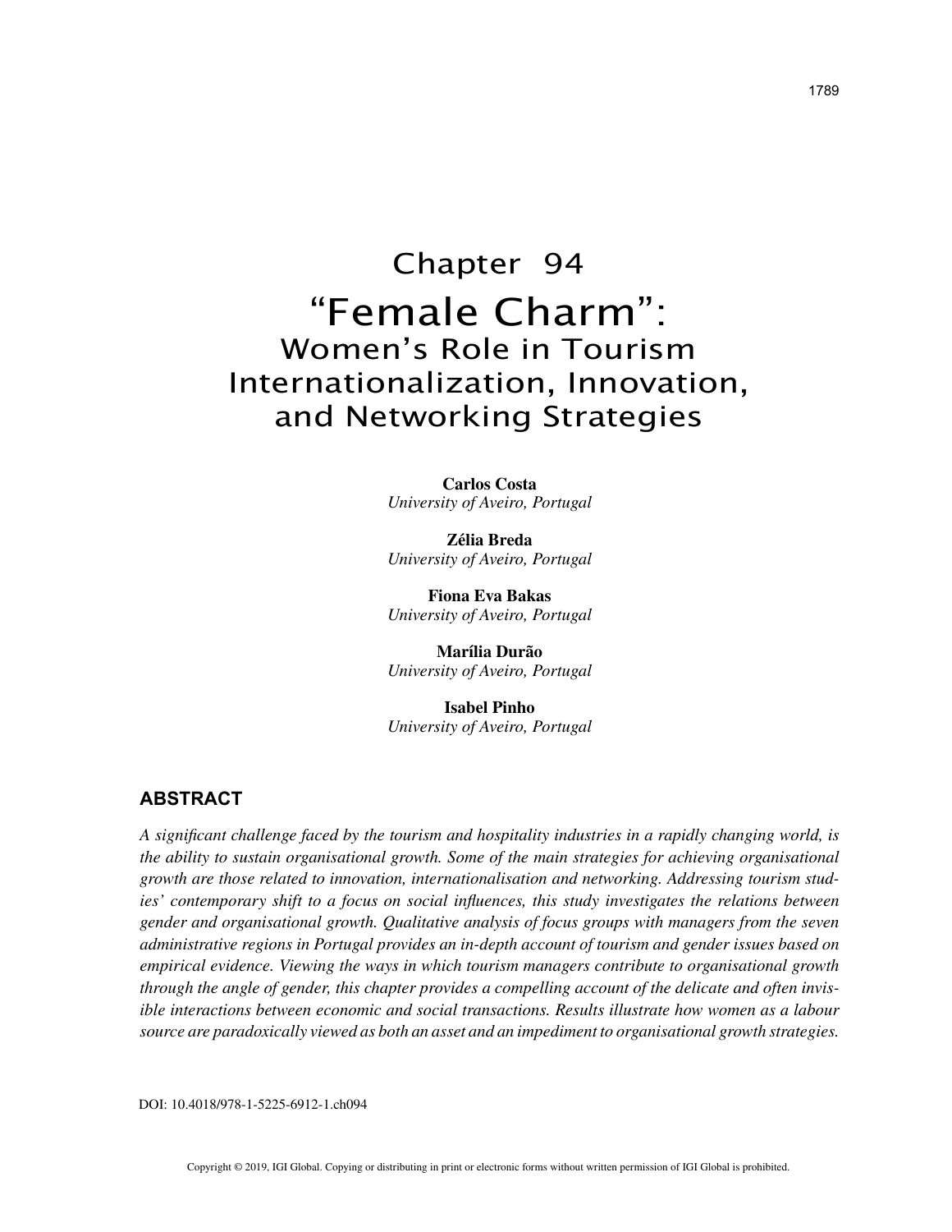# Chapter 94
# "Female Charm":
## Women's Role in Tourism Internationalization, Innovation, and Networking Strategies

**Carlos Costa**
*University of Aveiro, Portugal*

**Zélia Breda**
*University of Aveiro, Portugal*

**Fiona Eva Bakas**
*University of Aveiro, Portugal*

**Marília Durão**
*University of Aveiro, Portugal*

**Isabel Pinho**
*University of Aveiro, Portugal*

## ABSTRACT

*A significant challenge faced by the tourism and hospitality industries in a rapidly changing world, is the ability to sustain organisational growth. Some of the main strategies for achieving organisational growth are those related to innovation, internationalisation and networking. Addressing tourism studies' contemporary shift to a focus on social influences, this study investigates the relations between gender and organisational growth. Qualitative analysis of focus groups with managers from the seven administrative regions in Portugal provides an in-depth account of tourism and gender issues based on empirical evidence. Viewing the ways in which tourism managers contribute to organisational growth through the angle of gender, this chapter provides a compelling account of the delicate and often invisible interactions between economic and social transactions. Results illustrate how women as a labour source are paradoxically viewed as both an asset and an impediment to organisational growth strategies.*

DOI: 10.4018/978-1-5225-6912-1.ch094

Copyright © 2019, IGI Global. Copying or distributing in print or electronic forms without written permission of IGI Global is prohibited.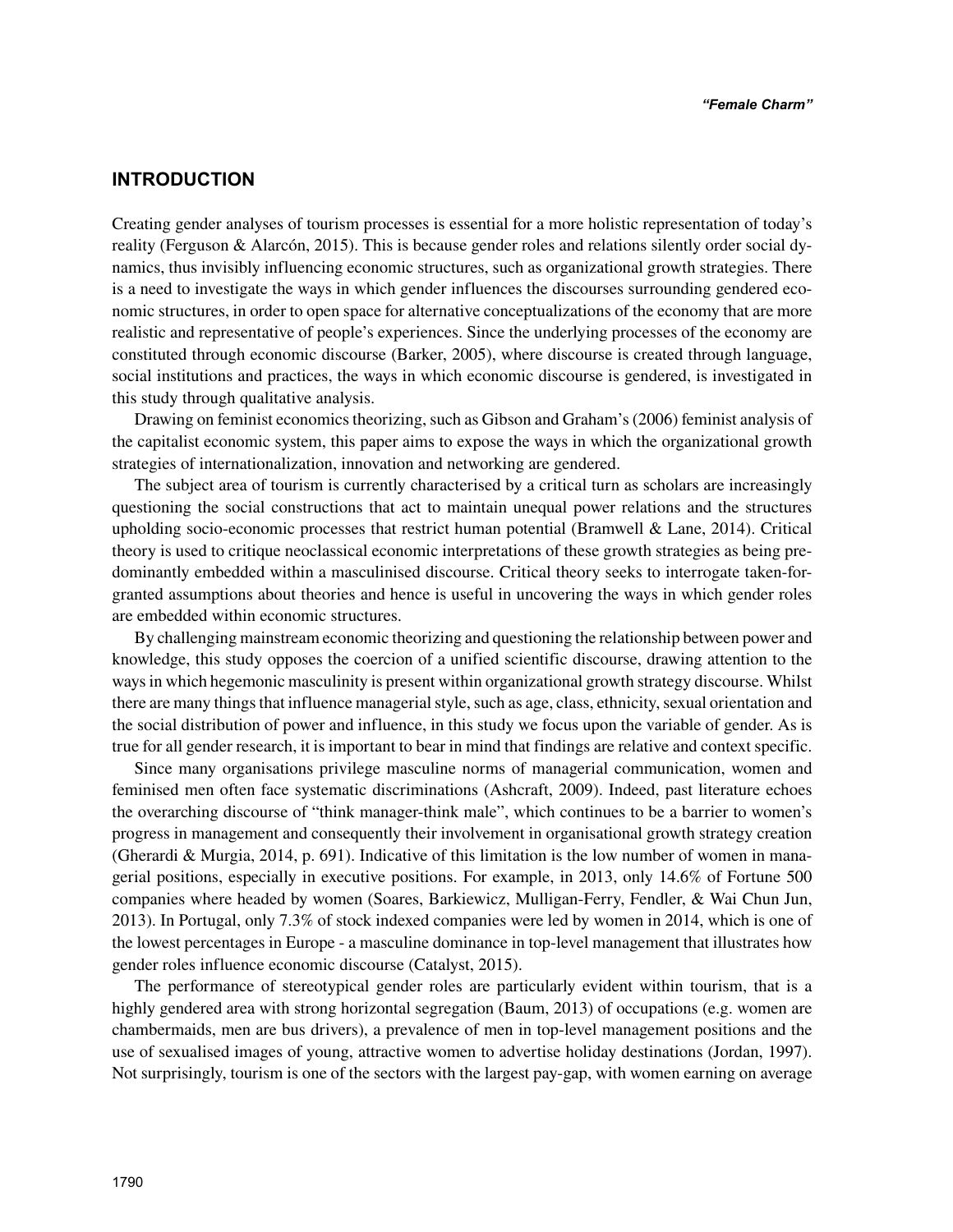## INTRODUCTION

Creating gender analyses of tourism processes is essential for a more holistic representation of today's reality (Ferguson & Alarcón, 2015). This is because gender roles and relations silently order social dynamics, thus invisibly influencing economic structures, such as organizational growth strategies. There is a need to investigate the ways in which gender influences the discourses surrounding gendered economic structures, in order to open space for alternative conceptualizations of the economy that are more realistic and representative of people's experiences. Since the underlying processes of the economy are constituted through economic discourse (Barker, 2005), where discourse is created through language, social institutions and practices, the ways in which economic discourse is gendered, is investigated in this study through qualitative analysis.

Drawing on feminist economics theorizing, such as Gibson and Graham's (2006) feminist analysis of the capitalist economic system, this paper aims to expose the ways in which the organizational growth strategies of internationalization, innovation and networking are gendered.

The subject area of tourism is currently characterised by a critical turn as scholars are increasingly questioning the social constructions that act to maintain unequal power relations and the structures upholding socio-economic processes that restrict human potential (Bramwell & Lane, 2014). Critical theory is used to critique neoclassical economic interpretations of these growth strategies as being predominantly embedded within a masculinised discourse. Critical theory seeks to interrogate taken-for-granted assumptions about theories and hence is useful in uncovering the ways in which gender roles are embedded within economic structures.

By challenging mainstream economic theorizing and questioning the relationship between power and knowledge, this study opposes the coercion of a unified scientific discourse, drawing attention to the ways in which hegemonic masculinity is present within organizational growth strategy discourse. Whilst there are many things that influence managerial style, such as age, class, ethnicity, sexual orientation and the social distribution of power and influence, in this study we focus upon the variable of gender. As is true for all gender research, it is important to bear in mind that findings are relative and context specific.

Since many organisations privilege masculine norms of managerial communication, women and feminised men often face systematic discriminations (Ashcraft, 2009). Indeed, past literature echoes the overarching discourse of "think manager-think male", which continues to be a barrier to women's progress in management and consequently their involvement in organisational growth strategy creation (Gherardi & Murgia, 2014, p. 691). Indicative of this limitation is the low number of women in managerial positions, especially in executive positions. For example, in 2013, only 14.6% of Fortune 500 companies where headed by women (Soares, Barkiewicz, Mulligan-Ferry, Fendler, & Wai Chun Jun, 2013). In Portugal, only 7.3% of stock indexed companies were led by women in 2014, which is one of the lowest percentages in Europe - a masculine dominance in top-level management that illustrates how gender roles influence economic discourse (Catalyst, 2015).

The performance of stereotypical gender roles are particularly evident within tourism, that is a highly gendered area with strong horizontal segregation (Baum, 2013) of occupations (e.g. women are chambermaids, men are bus drivers), a prevalence of men in top-level management positions and the use of sexualised images of young, attractive women to advertise holiday destinations (Jordan, 1997). Not surprisingly, tourism is one of the sectors with the largest pay-gap, with women earning on average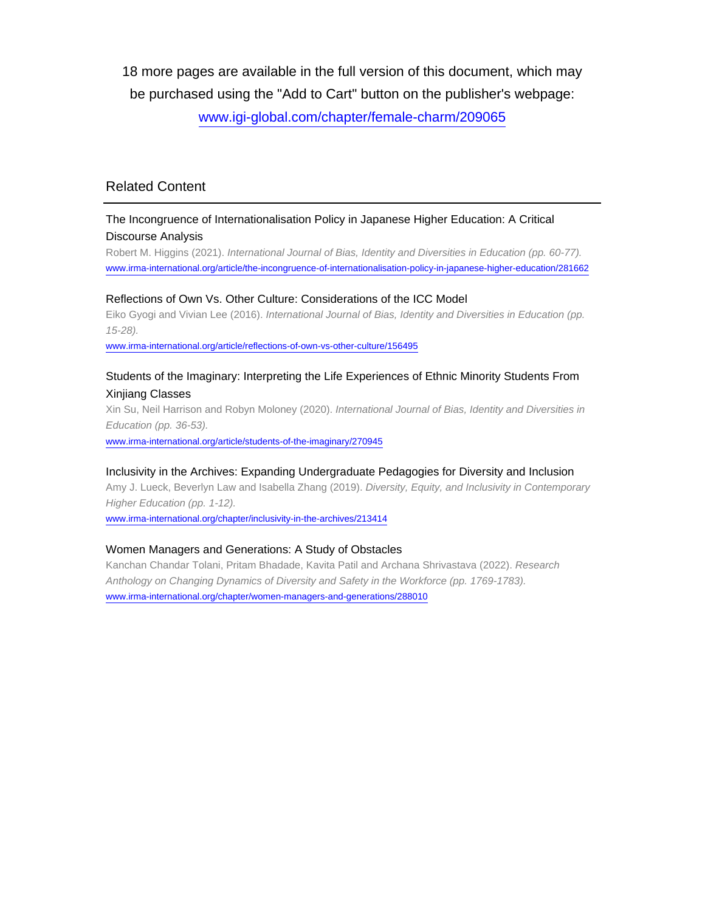18 more pages are available in the full version of this document, which may be purchased using the "Add to Cart" button on the publisher's webpage: www.igi-global.com/chapter/female-charm/209065

## Related Content

The Incongruence of Internationalisation Policy in Japanese Higher Education: A Critical Discourse Analysis
Robert M. Higgins (2021). *International Journal of Bias, Identity and Diversities in Education (pp. 60-77).*
www.irma-international.org/article/the-incongruence-of-internationalisation-policy-in-japanese-higher-education/281662

Reflections of Own Vs. Other Culture: Considerations of the ICC Model
Eiko Gyogi and Vivian Lee (2016). *International Journal of Bias, Identity and Diversities in Education (pp. 15-28).*
www.irma-international.org/article/reflections-of-own-vs-other-culture/156495

Students of the Imaginary: Interpreting the Life Experiences of Ethnic Minority Students From Xinjiang Classes
Xin Su, Neil Harrison and Robyn Moloney (2020). *International Journal of Bias, Identity and Diversities in Education (pp. 36-53).*
www.irma-international.org/article/students-of-the-imaginary/270945

Inclusivity in the Archives: Expanding Undergraduate Pedagogies for Diversity and Inclusion
Amy J. Lueck, Beverlyn Law and Isabella Zhang (2019). *Diversity, Equity, and Inclusivity in Contemporary Higher Education (pp. 1-12).*
www.irma-international.org/chapter/inclusivity-in-the-archives/213414

Women Managers and Generations: A Study of Obstacles
Kanchan Chandar Tolani, Pritam Bhadade, Kavita Patil and Archana Shrivastava (2022). *Research Anthology on Changing Dynamics of Diversity and Safety in the Workforce (pp. 1769-1783).*
www.irma-international.org/chapter/women-managers-and-generations/288010